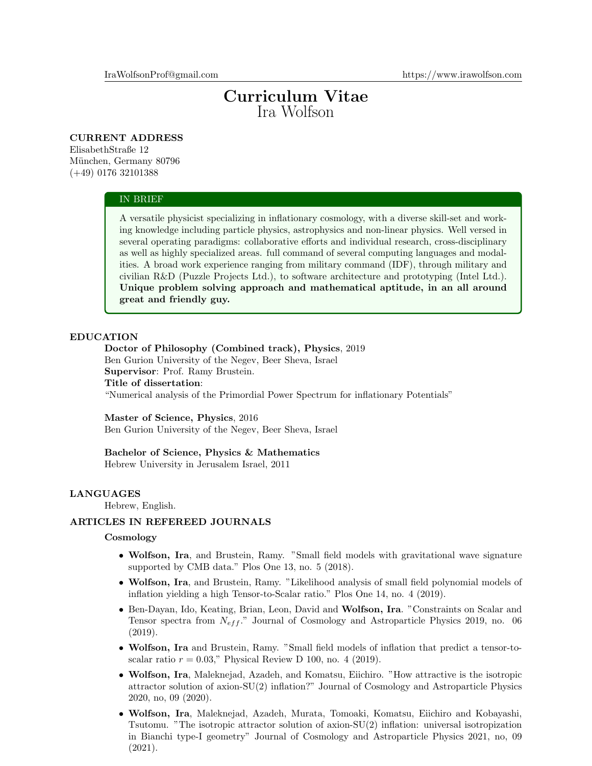IraWolfsonProf@gmail.com https://www.irawolfson.com

# Curriculum Vitae

## Ira Wolfson

**CURRENT ADDRESS**

ElisabethStraße 12
München, Germany 80796
(+49) 0176 32101388

**IN BRIEF**

A versatile physicist specializing in inflationary cosmology, with a diverse skill-set and working knowledge including particle physics, astrophysics and non-linear physics. Well versed in several operating paradigms: collaborative efforts and individual research, cross-disciplinary as well as highly specialized areas. full command of several computing languages and modalities. A broad work experience ranging from military command (IDF), through military and civilian R&D (Puzzle Projects Ltd.), to software architecture and prototyping (Intel Ltd.). **Unique problem solving approach and mathematical aptitude, in an all around great and friendly guy.**

## EDUCATION

**Doctor of Philosophy (Combined track), Physics**, 2019
Ben Gurion University of the Negev, Beer Sheva, Israel
**Supervisor**: Prof. Ramy Brustein.
**Title of dissertation**:
"Numerical analysis of the Primordial Power Spectrum for inflationary Potentials"

**Master of Science, Physics**, 2016
Ben Gurion University of the Negev, Beer Sheva, Israel

**Bachelor of Science, Physics & Mathematics**
Hebrew University in Jerusalem Israel, 2011

## LANGUAGES

Hebrew, English.

## ARTICLES IN REFEREED JOURNALS

### Cosmology

- **Wolfson, Ira**, and Brustein, Ramy. "Small field models with gravitational wave signature supported by CMB data." Plos One 13, no. 5 (2018).
- **Wolfson, Ira**, and Brustein, Ramy. "Likelihood analysis of small field polynomial models of inflation yielding a high Tensor-to-Scalar ratio." Plos One 14, no. 4 (2019).
- Ben-Dayan, Ido, Keating, Brian, Leon, David and **Wolfson, Ira**. "Constraints on Scalar and Tensor spectra from $N_{eff}$." Journal of Cosmology and Astroparticle Physics 2019, no. 06 (2019).
- **Wolfson, Ira** and Brustein, Ramy. "Small field models of inflation that predict a tensor-to-scalar ratio $r = 0.03$," Physical Review D 100, no. 4 (2019).
- **Wolfson, Ira**, Maleknejad, Azadeh, and Komatsu, Eiichiro. "How attractive is the isotropic attractor solution of axion-SU(2) inflation?" Journal of Cosmology and Astroparticle Physics 2020, no, 09 (2020).
- **Wolfson, Ira**, Maleknejad, Azadeh, Murata, Tomoaki, Komatsu, Eiichiro and Kobayashi, Tsutomu. "The isotropic attractor solution of axion-SU(2) inflation: universal isotropization in Bianchi type-I geometry" Journal of Cosmology and Astroparticle Physics 2021, no, 09 (2021).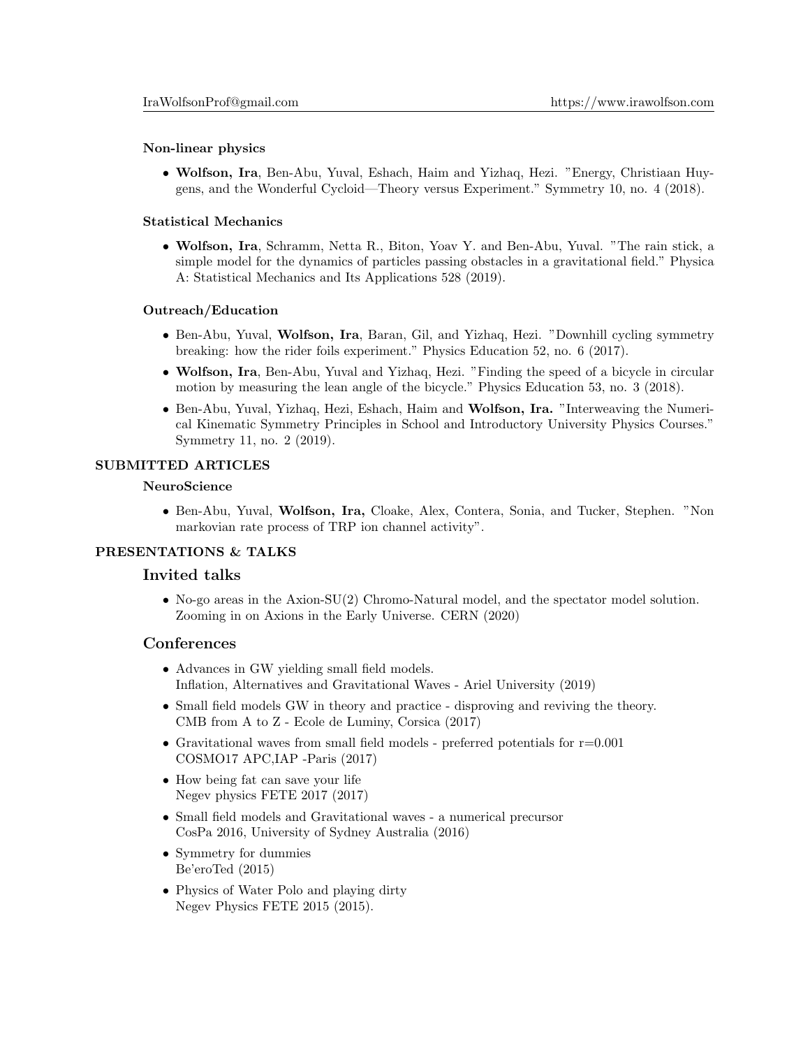#### Non-linear physics

- **Wolfson, Ira**, Ben-Abu, Yuval, Eshach, Haim and Yizhaq, Hezi. "Energy, Christiaan Huygens, and the Wonderful Cycloid—Theory versus Experiment." Symmetry 10, no. 4 (2018).

#### Statistical Mechanics

- **Wolfson, Ira**, Schramm, Netta R., Biton, Yoav Y. and Ben-Abu, Yuval. "The rain stick, a simple model for the dynamics of particles passing obstacles in a gravitational field." Physica A: Statistical Mechanics and Its Applications 528 (2019).

#### Outreach/Education

- Ben-Abu, Yuval, **Wolfson, Ira**, Baran, Gil, and Yizhaq, Hezi. "Downhill cycling symmetry breaking: how the rider foils experiment." Physics Education 52, no. 6 (2017).
- **Wolfson, Ira**, Ben-Abu, Yuval and Yizhaq, Hezi. "Finding the speed of a bicycle in circular motion by measuring the lean angle of the bicycle." Physics Education 53, no. 3 (2018).
- Ben-Abu, Yuval, Yizhaq, Hezi, Eshach, Haim and **Wolfson, Ira.** "Interweaving the Numerical Kinematic Symmetry Principles in School and Introductory University Physics Courses." Symmetry 11, no. 2 (2019).

### SUBMITTED ARTICLES

#### NeuroScience

- Ben-Abu, Yuval, **Wolfson, Ira,** Cloake, Alex, Contera, Sonia, and Tucker, Stephen. "Non markovian rate process of TRP ion channel activity".

### PRESENTATIONS & TALKS

## Invited talks

- No-go areas in the Axion-SU(2) Chromo-Natural model, and the spectator model solution. Zooming in on Axions in the Early Universe. CERN (2020)

## Conferences

- Advances in GW yielding small field models. Inflation, Alternatives and Gravitational Waves - Ariel University (2019)
- Small field models GW in theory and practice - disproving and reviving the theory. CMB from A to Z - Ecole de Luminy, Corsica (2017)
- Gravitational waves from small field models - preferred potentials for r=0.001 COSMO17 APC,IAP -Paris (2017)
- How being fat can save your life Negev physics FETE 2017 (2017)
- Small field models and Gravitational waves - a numerical precursor CosPa 2016, University of Sydney Australia (2016)
- Symmetry for dummies Be'eroTed (2015)
- Physics of Water Polo and playing dirty Negev Physics FETE 2015 (2015).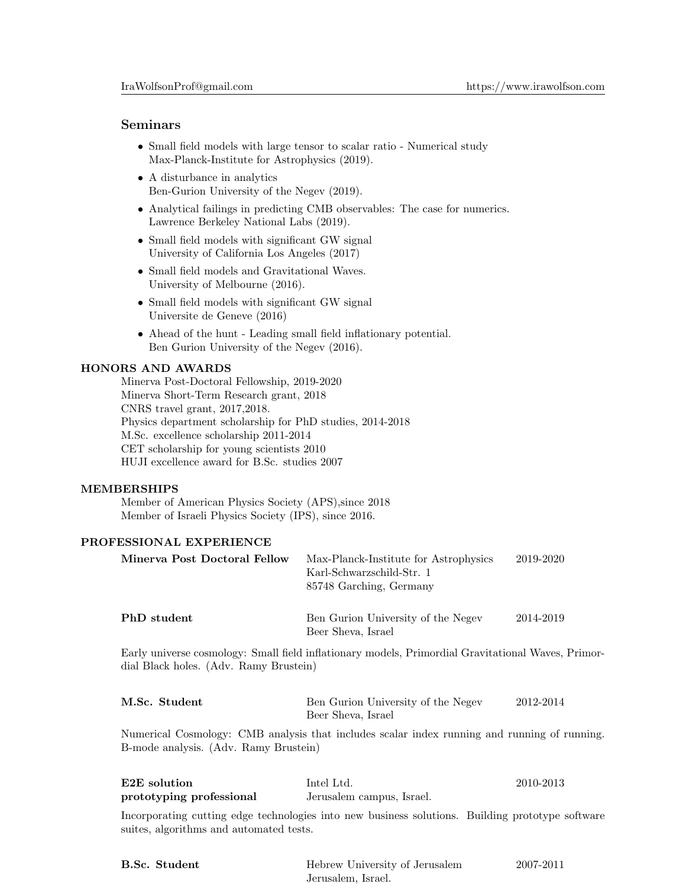## Seminars

- Small field models with large tensor to scalar ratio - Numerical study
  Max-Planck-Institute for Astrophysics (2019).
- A disturbance in analytics
  Ben-Gurion University of the Negev (2019).
- Analytical failings in predicting CMB observables: The case for numerics.
  Lawrence Berkeley National Labs (2019).
- Small field models with significant GW signal
  University of California Los Angeles (2017)
- Small field models and Gravitational Waves.
  University of Melbourne (2016).
- Small field models with significant GW signal
  Universite de Geneve (2016)
- Ahead of the hunt - Leading small field inflationary potential.
  Ben Gurion University of the Negev (2016).

## HONORS AND AWARDS

Minerva Post-Doctoral Fellowship, 2019-2020
Minerva Short-Term Research grant, 2018
CNRS travel grant, 2017,2018.
Physics department scholarship for PhD studies, 2014-2018
M.Sc. excellence scholarship 2011-2014
CET scholarship for young scientists 2010
HUJI excellence award for B.Sc. studies 2007

## MEMBERSHIPS

Member of American Physics Society (APS),since 2018
Member of Israeli Physics Society (IPS), since 2016.

## PROFESSIONAL EXPERIENCE

**Minerva Post Doctoral Fellow** — Max-Planck-Institute for Astrophysics, Karl-Schwarzschild-Str. 1, 85748 Garching, Germany — 2019-2020

**PhD student** — Ben Gurion University of the Negev, Beer Sheva, Israel — 2014-2019

Early universe cosmology: Small field inflationary models, Primordial Gravitational Waves, Primordial Black holes. (Adv. Ramy Brustein)

**M.Sc. Student** — Ben Gurion University of the Negev, Beer Sheva, Israel — 2012-2014

Numerical Cosmology: CMB analysis that includes scalar index running and running of running. B-mode analysis. (Adv. Ramy Brustein)

**E2E solution prototyping professional** — Intel Ltd., Jerusalem campus, Israel. — 2010-2013

Incorporating cutting edge technologies into new business solutions. Building prototype software suites, algorithms and automated tests.

**B.Sc. Student** — Hebrew University of Jerusalem, Jerusalem, Israel. — 2007-2011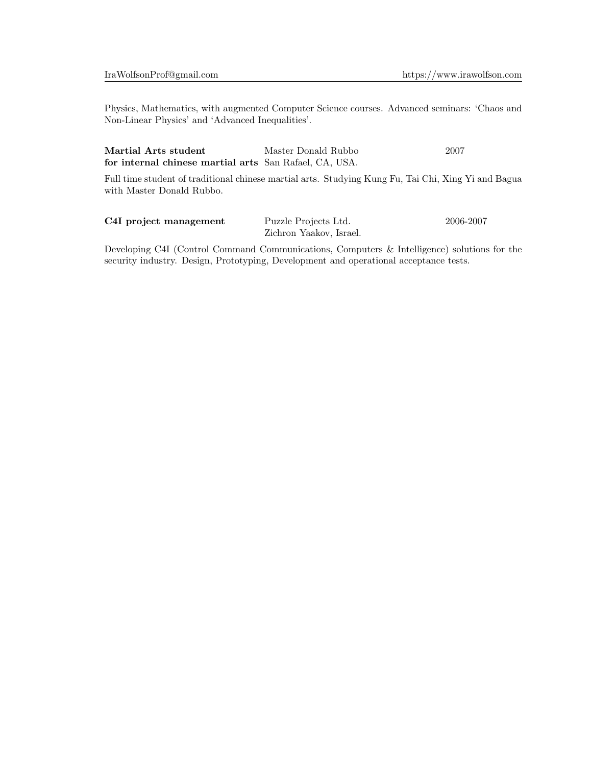Physics, Mathematics, with augmented Computer Science courses. Advanced seminars: 'Chaos and Non-Linear Physics' and 'Advanced Inequalities'.

**Martial Arts student for internal chinese martial arts** | Master Donald Rubbo, San Rafael, CA, USA. | 2007

Full time student of traditional chinese martial arts. Studying Kung Fu, Tai Chi, Xing Yi and Bagua with Master Donald Rubbo.

**C4I project management** | Puzzle Projects Ltd., Zichron Yaakov, Israel. | 2006-2007

Developing C4I (Control Command Communications, Computers & Intelligence) solutions for the security industry. Design, Prototyping, Development and operational acceptance tests.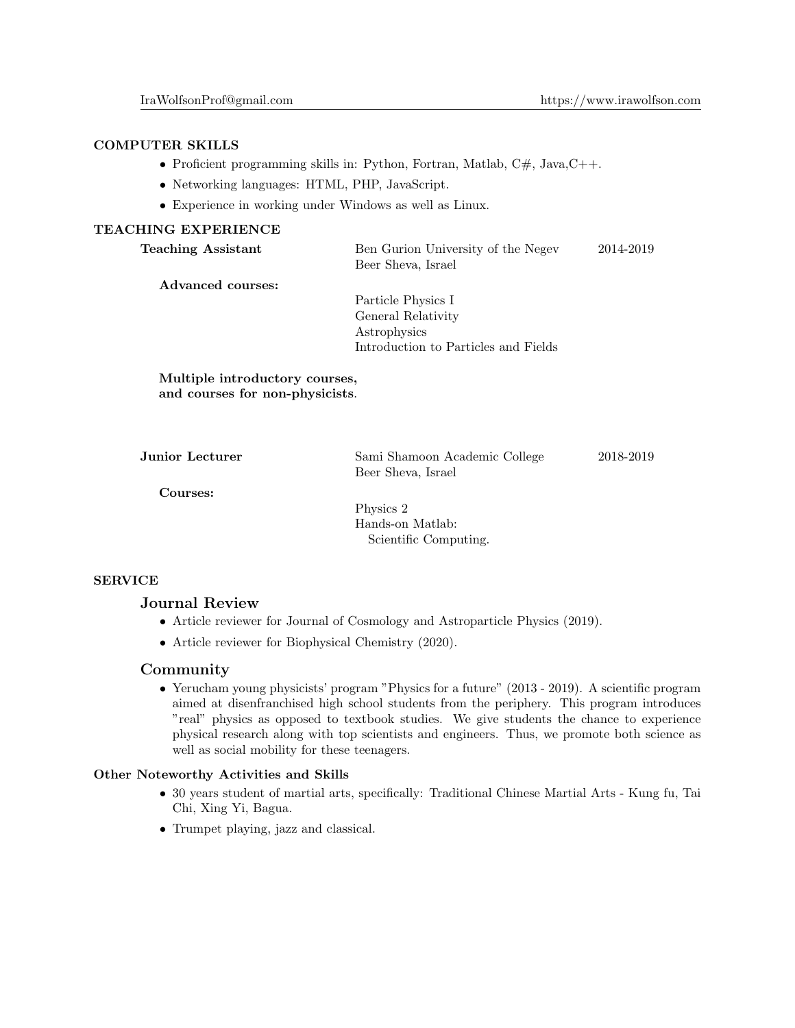## COMPUTER SKILLS

- Proficient programming skills in: Python, Fortran, Matlab, C#, Java,C++.
- Networking languages: HTML, PHP, JavaScript.
- Experience in working under Windows as well as Linux.

## TEACHING EXPERIENCE

**Teaching Assistant** — Ben Gurion University of the Negev, Beer Sheva, Israel — 2014-2019

**Advanced courses:**

- Particle Physics I
- General Relativity
- Astrophysics
- Introduction to Particles and Fields

**Multiple introductory courses, and courses for non-physicists**.

**Junior Lecturer** — Sami Shamoon Academic College, Beer Sheva, Israel — 2018-2019

**Courses:**

- Physics 2
- Hands-on Matlab: Scientific Computing.

## SERVICE

### Journal Review

- Article reviewer for Journal of Cosmology and Astroparticle Physics (2019).
- Article reviewer for Biophysical Chemistry (2020).

### Community

- Yerucham young physicists' program "Physics for a future" (2013 - 2019). A scientific program aimed at disenfranchised high school students from the periphery. This program introduces "real" physics as opposed to textbook studies. We give students the chance to experience physical research along with top scientists and engineers. Thus, we promote both science as well as social mobility for these teenagers.

### Other Noteworthy Activities and Skills

- 30 years student of martial arts, specifically: Traditional Chinese Martial Arts - Kung fu, Tai Chi, Xing Yi, Bagua.
- Trumpet playing, jazz and classical.